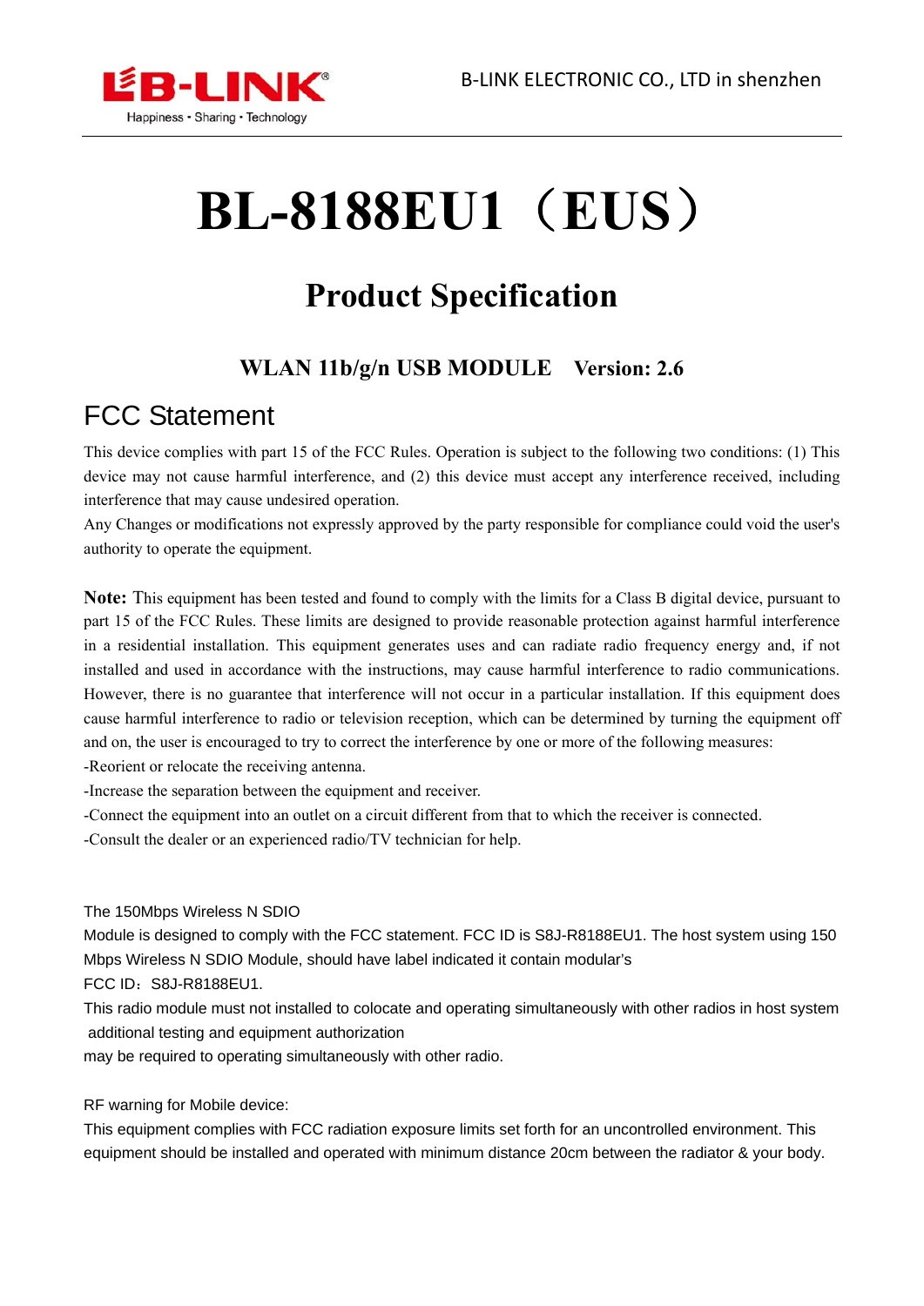# BL-8188EU1（EUS）

## Product Specification

### WLAN 11b/g/n USB MODULE　Version: 2.6

## FCC Statement

This device complies with part 15 of the FCC Rules. Operation is subject to the following two conditions: (1) This device may not cause harmful interference, and (2) this device must accept any interference received, including interference that may cause undesired operation.

Any Changes or modifications not expressly approved by the party responsible for compliance could void the user's authority to operate the equipment.

**Note:** This equipment has been tested and found to comply with the limits for a Class B digital device, pursuant to part 15 of the FCC Rules. These limits are designed to provide reasonable protection against harmful interference in a residential installation. This equipment generates uses and can radiate radio frequency energy and, if not installed and used in accordance with the instructions, may cause harmful interference to radio communications. However, there is no guarantee that interference will not occur in a particular installation. If this equipment does cause harmful interference to radio or television reception, which can be determined by turning the equipment off and on, the user is encouraged to try to correct the interference by one or more of the following measures:

-Reorient or relocate the receiving antenna.

-Increase the separation between the equipment and receiver.

-Connect the equipment into an outlet on a circuit different from that to which the receiver is connected.

-Consult the dealer or an experienced radio/TV technician for help.

The 150Mbps Wireless N SDIO

Module is designed to comply with the FCC statement. FCC ID is S8J-R8188EU1. The host system using 150 Mbps Wireless N SDIO Module, should have label indicated it contain modular's

FCC ID：S8J-R8188EU1.

This radio module must not installed to colocate and operating simultaneously with other radios in host system additional testing and equipment authorization

may be required to operating simultaneously with other radio.

RF warning for Mobile device:

This equipment complies with FCC radiation exposure limits set forth for an uncontrolled environment. This equipment should be installed and operated with minimum distance 20cm between the radiator & your body.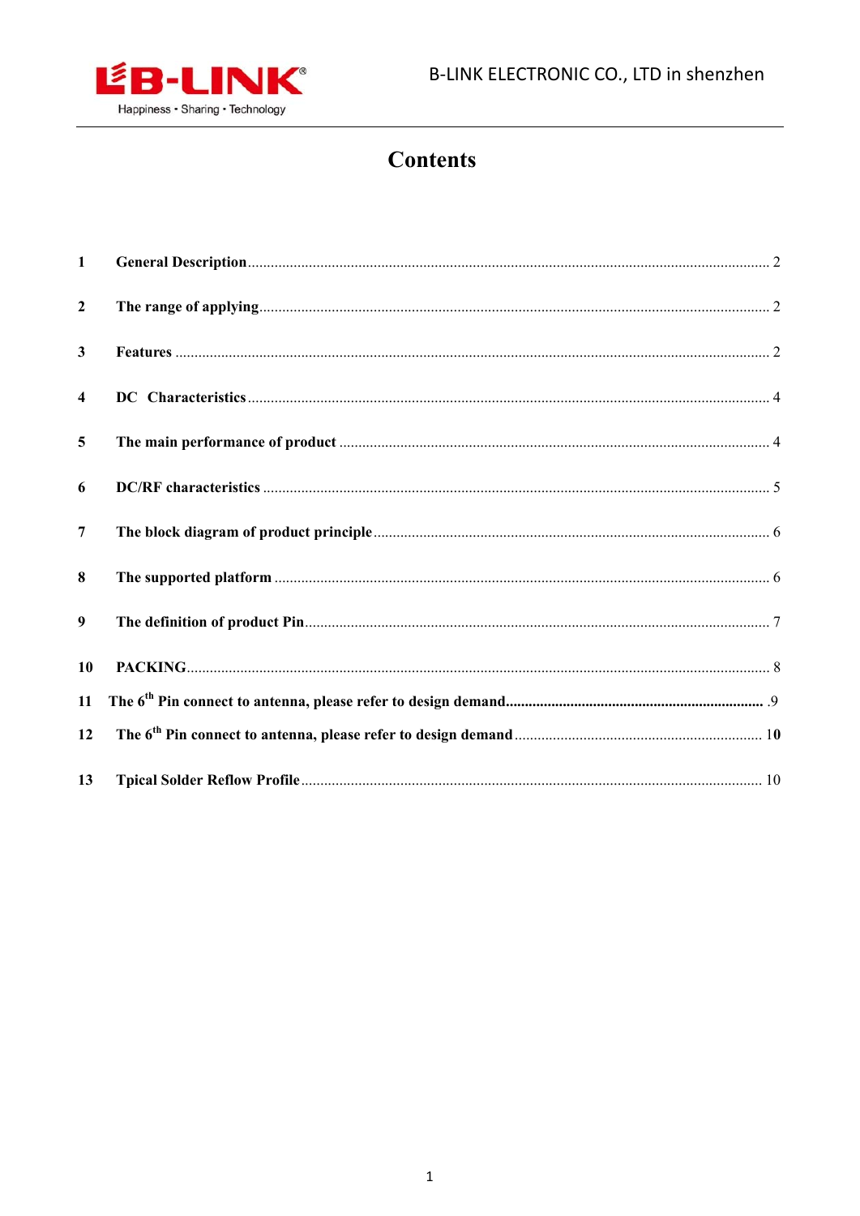# Contents

1 **General Description** ........ 2

2 **The range of applying** ........ 2

3 **Features** ........ 2

4 **DC Characteristics** ........ 4

5 **The main performance of product** ........ 4

6 **DC/RF characteristics** ........ 5

7 **The block diagram of product principle** ........ 6

8 **The supported platform** ........ 6

9 **The definition of product Pin** ........ 7

10 **PACKING** ........ 8

11 **The 6th Pin connect to antenna, please refer to design demand** ........ 9

12 **The 6th Pin connect to antenna, please refer to design demand** ........ 10

13 **Tpical Solder Reflow Profile** ........ 10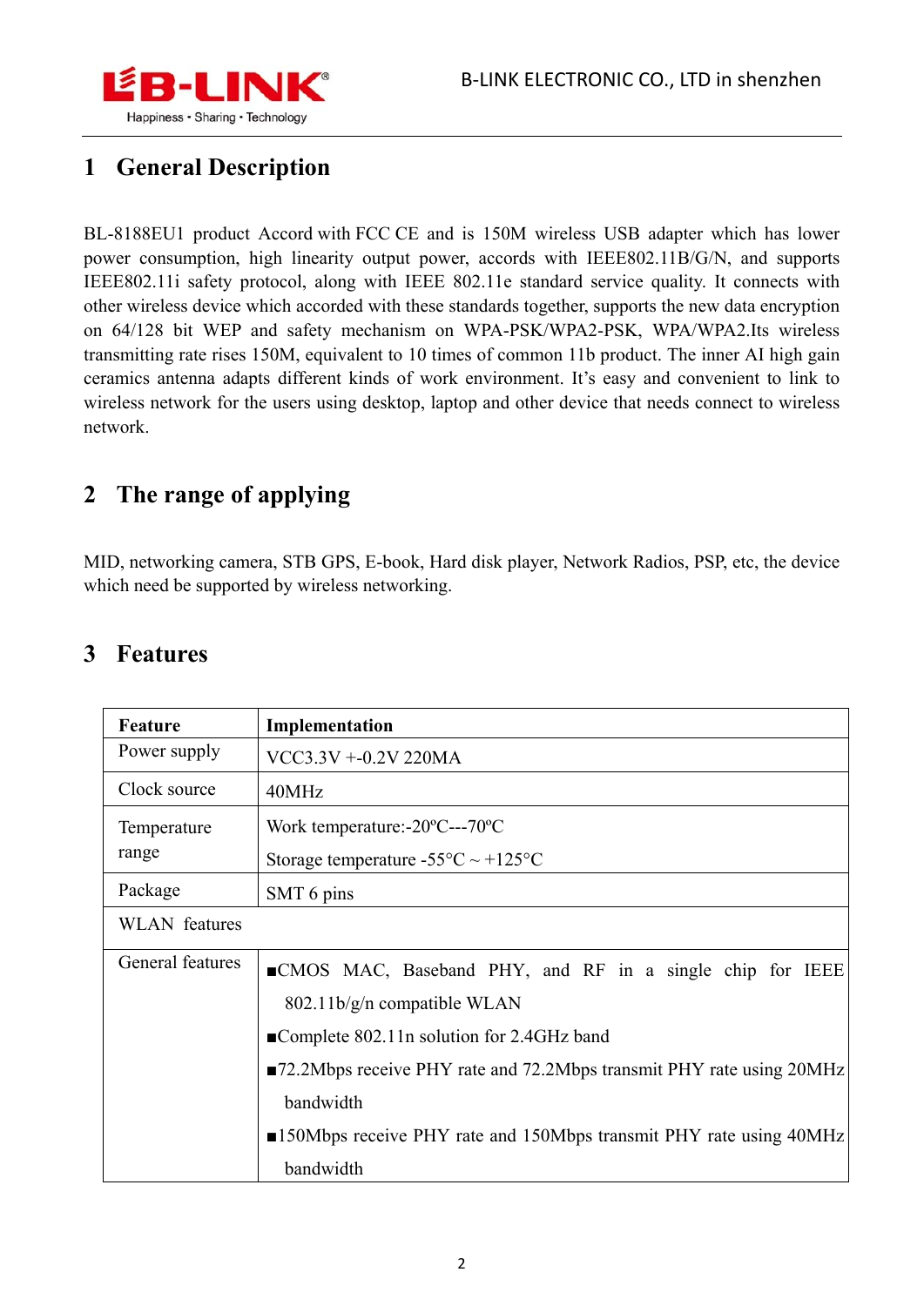# 1 General Description

BL-8188EU1 product Accord with FCC CE and is 150M wireless USB adapter which has lower power consumption, high linearity output power, accords with IEEE802.11B/G/N, and supports IEEE802.11i safety protocol, along with IEEE 802.11e standard service quality. It connects with other wireless device which accorded with these standards together, supports the new data encryption on 64/128 bit WEP and safety mechanism on WPA-PSK/WPA2-PSK, WPA/WPA2.Its wireless transmitting rate rises 150M, equivalent to 10 times of common 11b product. The inner AI high gain ceramics antenna adapts different kinds of work environment. It's easy and convenient to link to wireless network for the users using desktop, laptop and other device that needs connect to wireless network.

# 2 The range of applying

MID, networking camera, STB GPS, E-book, Hard disk player, Network Radios, PSP, etc, the device which need be supported by wireless networking.

# 3 Features

| Feature | Implementation |
|---|---|
| Power supply | VCC3.3V +-0.2V 220MA |
| Clock source | 40MHz |
| Temperature range | Work temperature:-20ºC---70ºC<br>Storage temperature -55°C ~ +125°C |
| Package | SMT 6 pins |
| WLAN features | |
| General features | ■CMOS MAC, Baseband PHY, and RF in a single chip for IEEE 802.11b/g/n compatible WLAN<br>■Complete 802.11n solution for 2.4GHz band<br>■72.2Mbps receive PHY rate and 72.2Mbps transmit PHY rate using 20MHz bandwidth<br>■150Mbps receive PHY rate and 150Mbps transmit PHY rate using 40MHz bandwidth |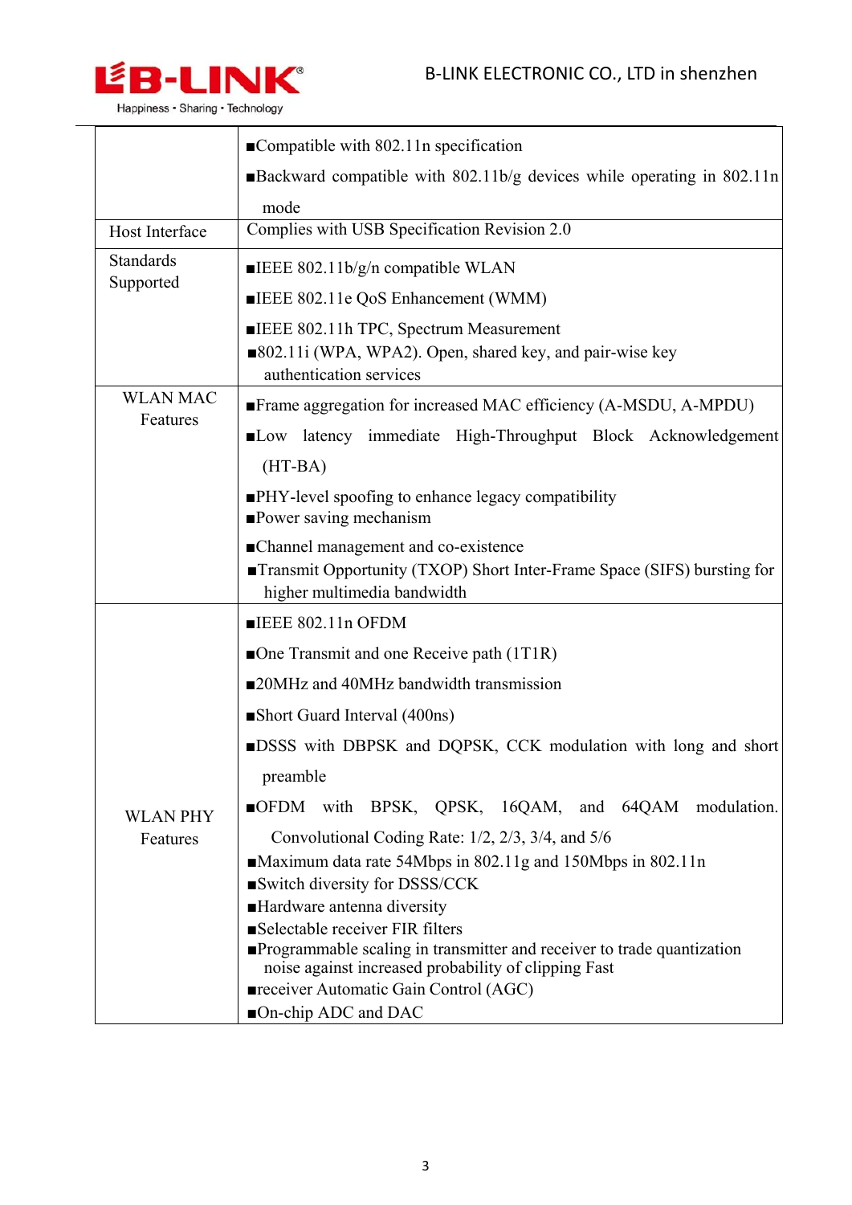| | |
|---|---|
| | ■Compatible with 802.11n specification<br>■Backward compatible with 802.11b/g devices while operating in 802.11n mode |
| Host Interface | Complies with USB Specification Revision 2.0 |
| Standards Supported | ■IEEE 802.11b/g/n compatible WLAN<br>■IEEE 802.11e QoS Enhancement (WMM)<br>■IEEE 802.11h TPC, Spectrum Measurement<br>■802.11i (WPA, WPA2). Open, shared key, and pair-wise key authentication services |
| WLAN MAC Features | ■Frame aggregation for increased MAC efficiency (A-MSDU, A-MPDU)<br>■Low latency immediate High-Throughput Block Acknowledgement (HT-BA)<br>■PHY-level spoofing to enhance legacy compatibility<br>■Power saving mechanism<br>■Channel management and co-existence<br>■Transmit Opportunity (TXOP) Short Inter-Frame Space (SIFS) bursting for higher multimedia bandwidth |
| WLAN PHY Features | ■IEEE 802.11n OFDM<br>■One Transmit and one Receive path (1T1R)<br>■20MHz and 40MHz bandwidth transmission<br>■Short Guard Interval (400ns)<br>■DSSS with DBPSK and DQPSK, CCK modulation with long and short preamble<br>■OFDM with BPSK, QPSK, 16QAM, and 64QAM modulation. Convolutional Coding Rate: 1/2, 2/3, 3/4, and 5/6<br>■Maximum data rate 54Mbps in 802.11g and 150Mbps in 802.11n<br>■Switch diversity for DSSS/CCK<br>■Hardware antenna diversity<br>■Selectable receiver FIR filters<br>■Programmable scaling in transmitter and receiver to trade quantization noise against increased probability of clipping Fast<br>■receiver Automatic Gain Control (AGC)<br>■On-chip ADC and DAC |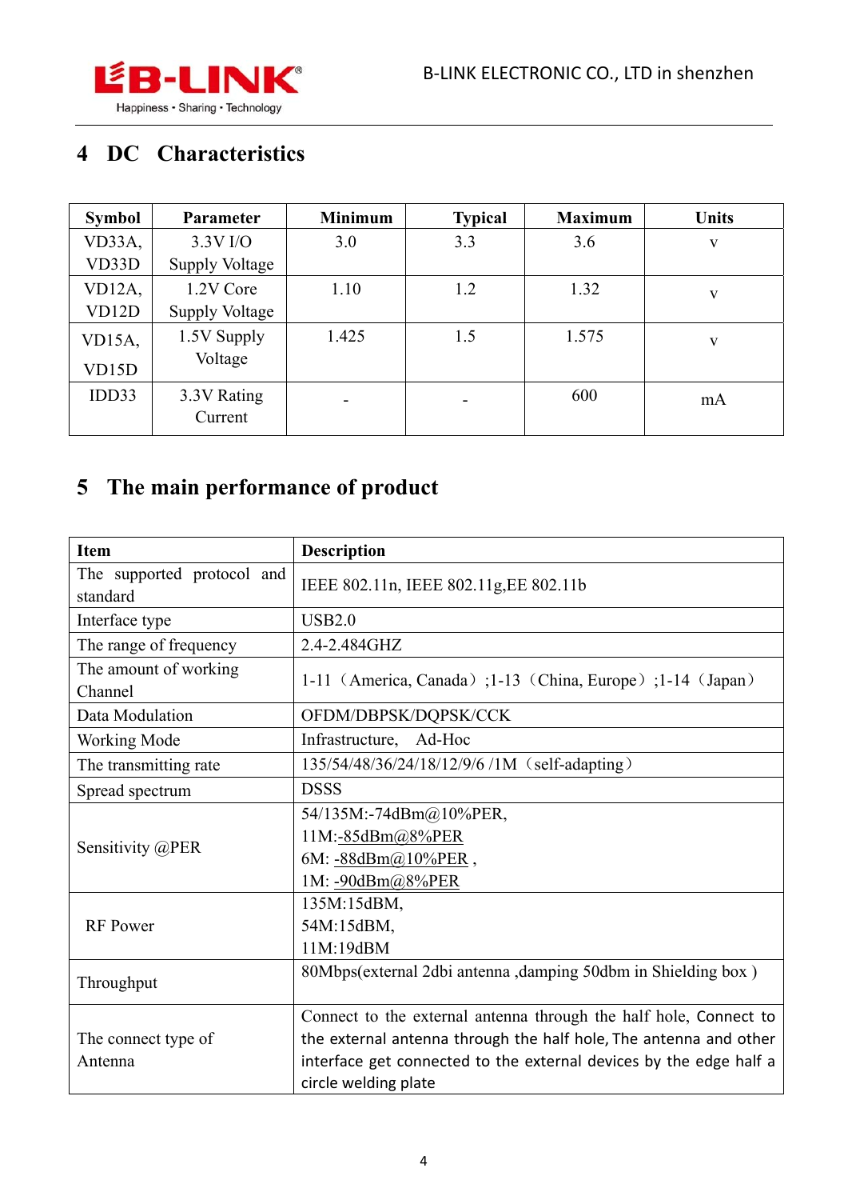# 4 DC Characteristics

| Symbol | Parameter | Minimum | Typical | Maximum | Units |
|---|---|---|---|---|---|
| VD33A, VD33D | 3.3V I/O Supply Voltage | 3.0 | 3.3 | 3.6 | v |
| VD12A, VD12D | 1.2V Core Supply Voltage | 1.10 | 1.2 | 1.32 | v |
| VD15A, VD15D | 1.5V Supply Voltage | 1.425 | 1.5 | 1.575 | v |
| IDD33 | 3.3V Rating Current | - | - | 600 | mA |

# 5 The main performance of product

| Item | Description |
|---|---|
| The supported protocol and standard | IEEE 802.11n, IEEE 802.11g,EE 802.11b |
| Interface type | USB2.0 |
| The range of frequency | 2.4-2.484GHZ |
| The amount of working Channel | 1-11（America, Canada）;1-13（China, Europe）;1-14（Japan） |
| Data Modulation | OFDM/DBPSK/DQPSK/CCK |
| Working Mode | Infrastructure,　Ad-Hoc |
| The transmitting rate | 135/54/48/36/24/18/12/9/6 /1M（self-adapting） |
| Spread spectrum | DSSS |
| Sensitivity @PER | 54/135M:-74dBm@10%PER,<br>11M:-85dBm@8%PER<br>6M: -88dBm@10%PER ,<br>1M: -90dBm@8%PER |
| RF Power | 135M:15dBM,<br>54M:15dBM,<br>11M:19dBM |
| Throughput | 80Mbps(external 2dbi antenna ,damping 50dbm in Shielding box ) |
| The connect type of Antenna | Connect to the external antenna through the half hole, Connect to the external antenna through the half hole, The antenna and other interface get connected to the external devices by the edge half a circle welding plate |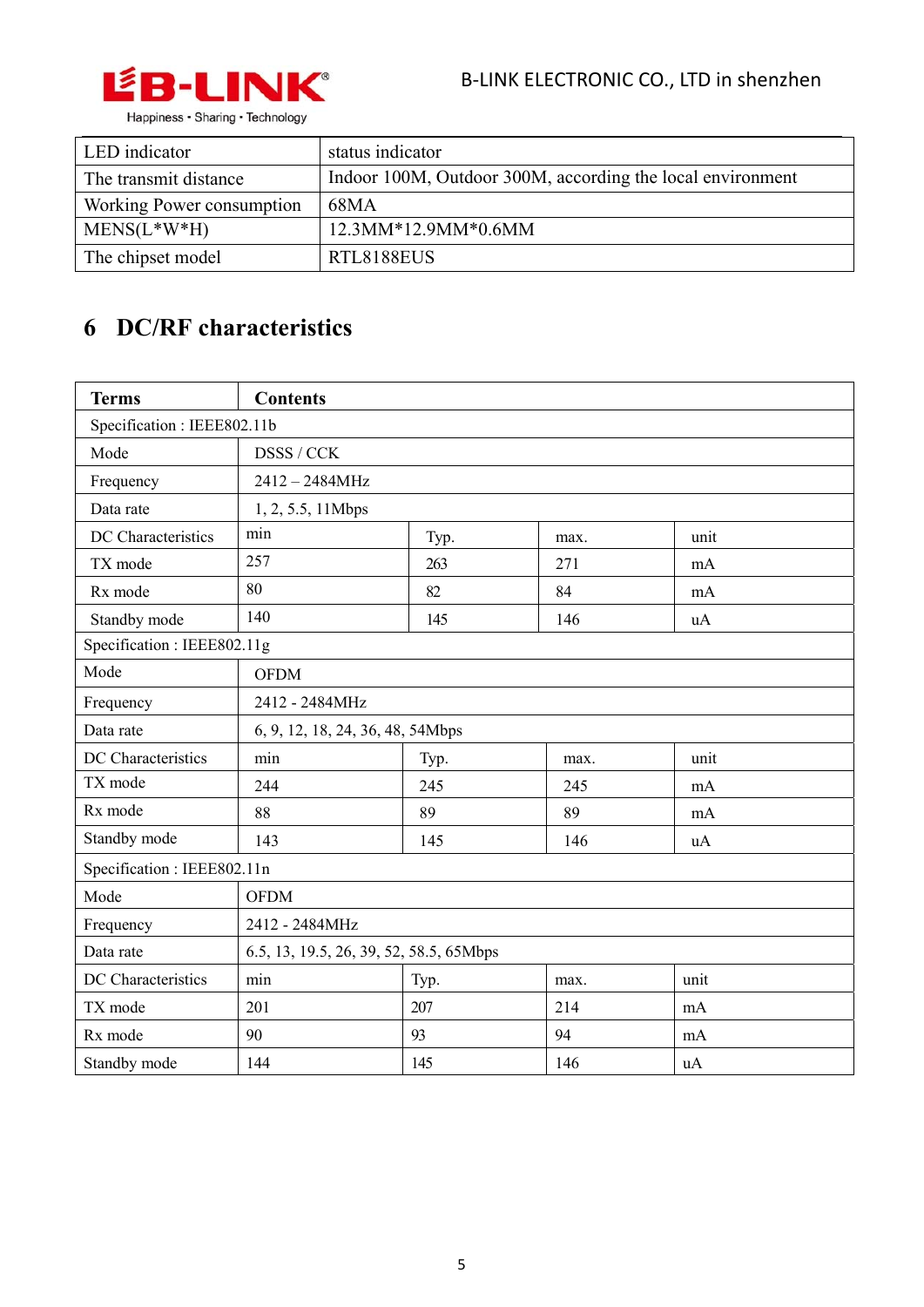| LED indicator | status indicator |
|---|---|
| The transmit distance | Indoor 100M, Outdoor 300M, according the local environment |
| Working Power consumption | 68MA |
| MENS(L*W*H) | 12.3MM*12.9MM*0.6MM |
| The chipset model | RTL8188EUS |

# 6 DC/RF characteristics

| Terms | Contents | | | |
|---|---|---|---|---|
| Specification : IEEE802.11b | | | | |
| Mode | DSSS / CCK | | | |
| Frequency | 2412 – 2484MHz | | | |
| Data rate | 1, 2, 5.5, 11Mbps | | | |
| DC Characteristics | min | Typ. | max. | unit |
| TX mode | 257 | 263 | 271 | mA |
| Rx mode | 80 | 82 | 84 | mA |
| Standby mode | 140 | 145 | 146 | uA |
| Specification : IEEE802.11g | | | | |
| Mode | OFDM | | | |
| Frequency | 2412 - 2484MHz | | | |
| Data rate | 6, 9, 12, 18, 24, 36, 48, 54Mbps | | | |
| DC Characteristics | min | Typ. | max. | unit |
| TX mode | 244 | 245 | 245 | mA |
| Rx mode | 88 | 89 | 89 | mA |
| Standby mode | 143 | 145 | 146 | uA |
| Specification : IEEE802.11n | | | | |
| Mode | OFDM | | | |
| Frequency | 2412 - 2484MHz | | | |
| Data rate | 6.5, 13, 19.5, 26, 39, 52, 58.5, 65Mbps | | | |
| DC Characteristics | min | Typ. | max. | unit |
| TX mode | 201 | 207 | 214 | mA |
| Rx mode | 90 | 93 | 94 | mA |
| Standby mode | 144 | 145 | 146 | uA |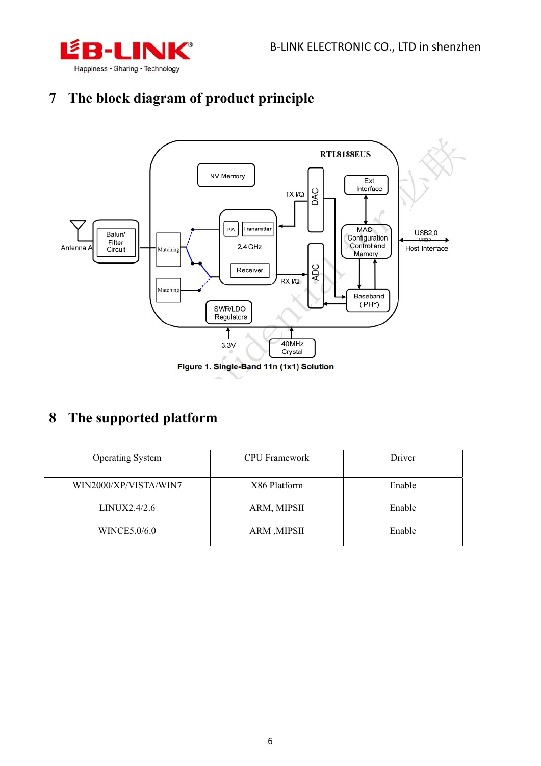# 7 The block diagram of product principle

Figure 1. Single-Band 11n (1x1) Solution

# 8 The supported platform

| Operating System | CPU Framework | Driver |
|---|---|---|
| WIN2000/XP/VISTA/WIN7 | X86 Platform | Enable |
| LINUX2.4/2.6 | ARM, MIPSII | Enable |
| WINCE5.0/6.0 | ARM ,MIPSII | Enable |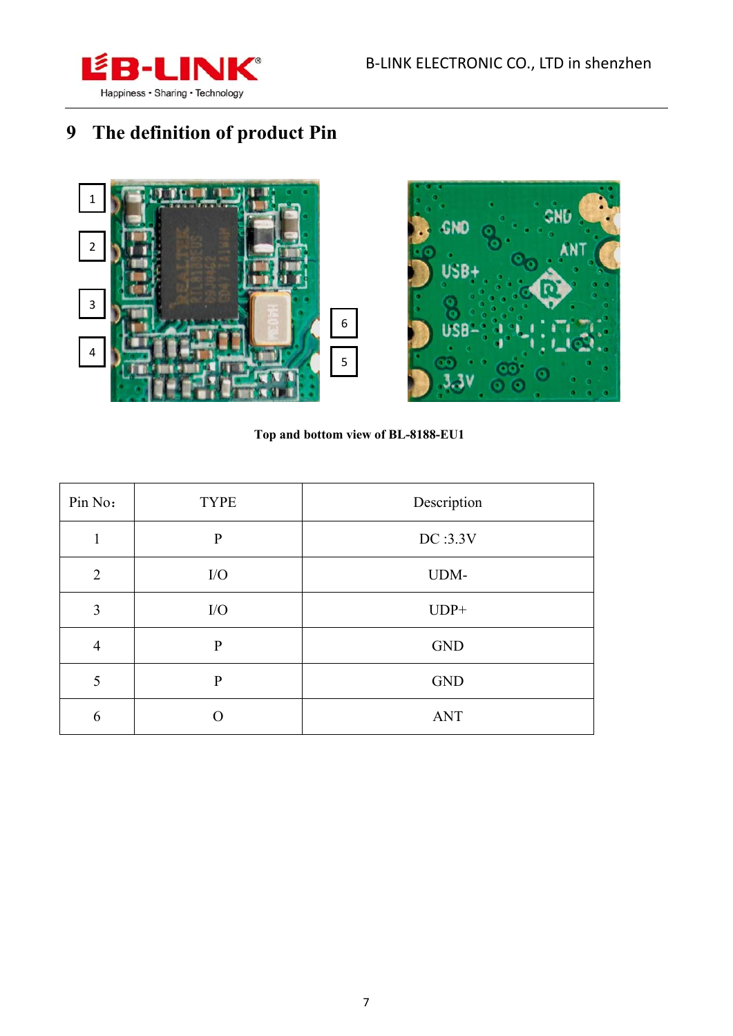# 9 The definition of product Pin

Top and bottom view of BL-8188-EU1

| Pin No： | TYPE | Description |
| --- | --- | --- |
| 1 | P | DC :3.3V |
| 2 | I/O | UDM- |
| 3 | I/O | UDP+ |
| 4 | P | GND |
| 5 | P | GND |
| 6 | O | ANT |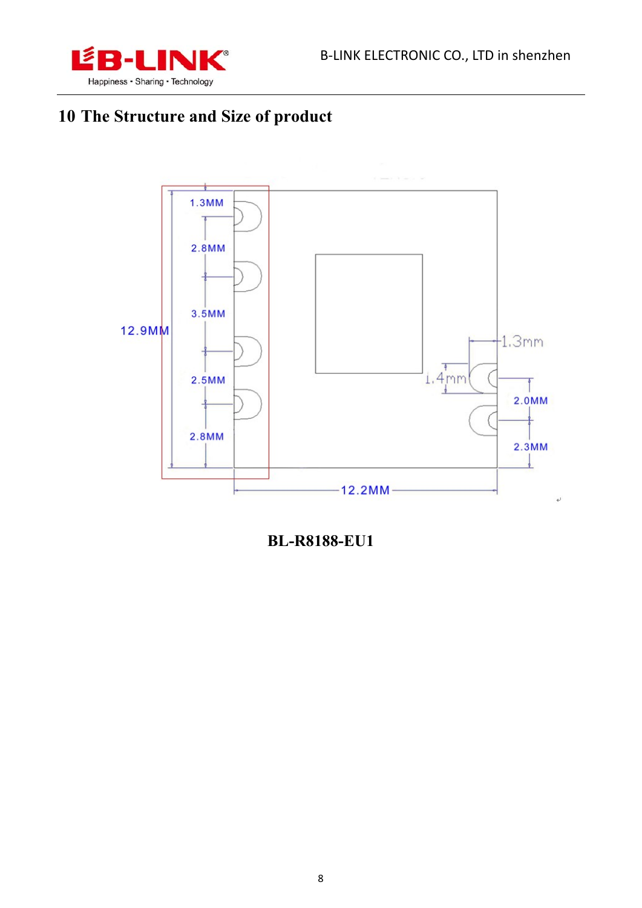# 10 The Structure and Size of product

1.3MM

2.8MM

3.5MM

12.9MM

2.5MM

2.8MM

1.3mm

1.4mm

2.0MM

2.3MM

12.2MM

**BL-R8188-EU1**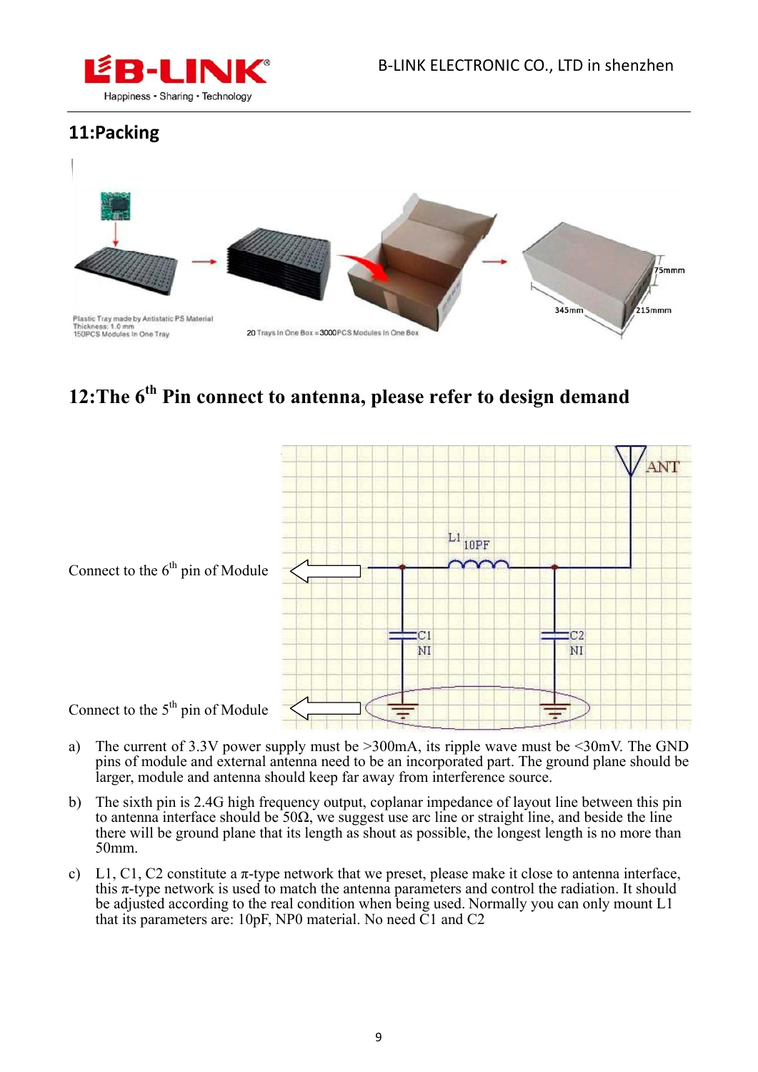## 11:Packing

Plastic Tray made by Antistatic PS Material
Thickness: 1.0 mm
150PCS Modules In One Tray

20 Trays In One Box = 3000PCS Modules In One Box

75mmm

345mm

215mmm

## 12:The 6th Pin connect to antenna, please refer to design demand

Connect to the 6th pin of Module

Connect to the 5th pin of Module

L1 10PF

C1 NI

C2 NI

ANT

a) The current of 3.3V power supply must be >300mA, its ripple wave must be <30mV. The GND pins of module and external antenna need to be an incorporated part. The ground plane should be larger, module and antenna should keep far away from interference source.

b) The sixth pin is 2.4G high frequency output, coplanar impedance of layout line between this pin to antenna interface should be 50Ω, we suggest use arc line or straight line, and beside the line there will be ground plane that its length as shout as possible, the longest length is no more than 50mm.

c) L1, C1, C2 constitute a π-type network that we preset, please make it close to antenna interface, this π-type network is used to match the antenna parameters and control the radiation. It should be adjusted according to the real condition when being used. Normally you can only mount L1 that its parameters are: 10pF, NP0 material. No need C1 and C2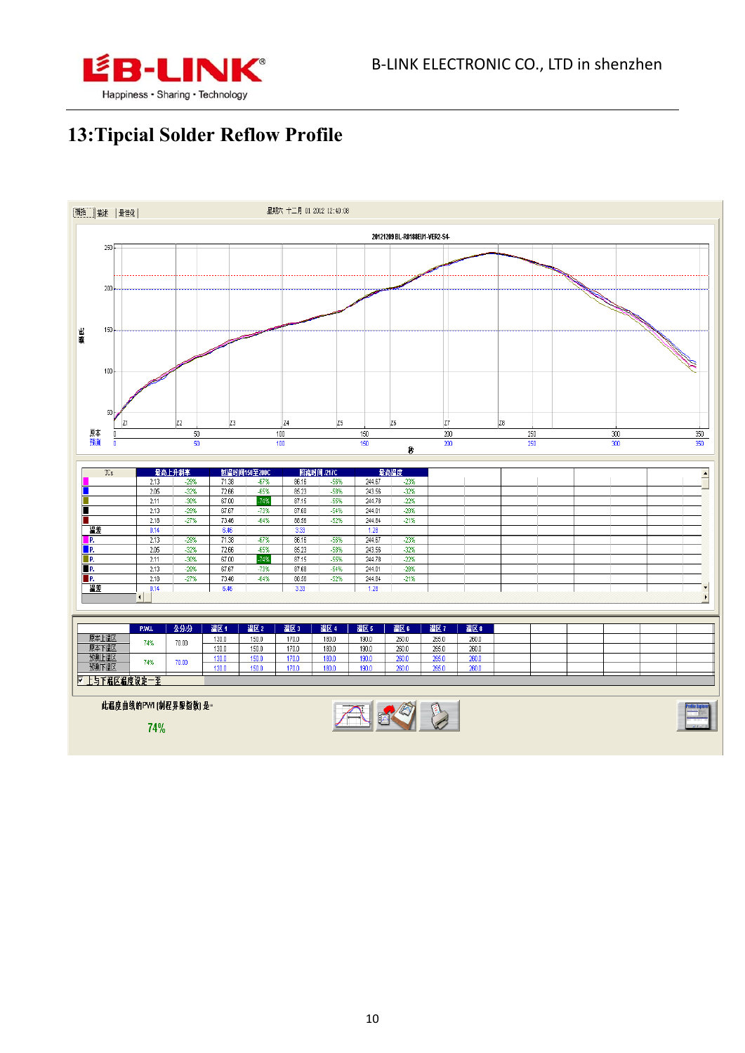# 13:Tipcial Solder Reflow Profile

概括 | 描述 | 最佳化 |

星期六 十二月 01 2012 12:40:08

20121209 BL-R8188EU1-VER2-S4-

250
200
150
100
50

温度

Z1 Z2 Z3 Z4 Z5 Z6 Z7 Z8

原本 0 50 100 150 200 250 300 350
预测 0 50 100 150 200 250 300 350

秒

| TCs | 最高上升斜率 | | 恒温时间150至200C | | 回流时间/217C | | 最高温度 | |
|---|---|---|---|---|---|---|---|---|
| | 2.13 | -29% | 71.38 | -67% | 86.16 | -56% | 244.67 | -23% |
| | 2.05 | -32% | 72.66 | -65% | 85.23 | -58% | 243.56 | -32% |
| | 2.11 | -30% | 67.00 | -74% | 87.15 | -55% | 244.78 | -22% |
| | 2.13 | -29% | 67.67 | -73% | 87.68 | -54% | 244.01 | -28% |
| | 2.18 | -27% | 73.46 | -64% | 88.58 | -52% | 244.84 | -21% |
| 温差 | 0.14 | | 6.46 | | 3.33 | | 1.28 | |
| P. | 2.13 | -29% | 71.38 | -67% | 86.16 | -56% | 244.67 | -23% |
| P. | 2.05 | -32% | 72.66 | -65% | 85.23 | -58% | 243.56 | -32% |
| P. | 2.11 | -30% | 67.00 | -74% | 87.15 | -55% | 244.78 | -22% |
| P. | 2.13 | -29% | 67.68 | -73% | 87.68 | -54% | 244.01 | -28% |
| P. | 2.18 | -27% | 73.46 | -64% | 88.58 | -52% | 244.84 | -21% |
| 温差 | 0.14 | | 6.46 | | 3.33 | | 1.28 | |

| | P.W.I. | 公分/分 | 温区 1 | 温区 2 | 温区 3 | 温区 4 | 温区 5 | 温区 6 | 温区 7 | 温区 8 |
|---|---|---|---|---|---|---|---|---|---|---|
| 原本上温区 | 74% | 70.00 | 130.0 | 150.0 | 170.0 | 180.0 | 190.0 | 260.0 | 265.0 | 260.0 |
| 原本下温区 | | | 130.0 | 150.0 | 170.0 | 180.0 | 190.0 | 260.0 | 265.0 | 260.0 |
| 预测上温区 | 74% | 70.00 | 130.0 | 150.0 | 170.0 | 180.0 | 190.0 | 260.0 | 265.0 | 260.0 |
| 预测下温区 | | | 130.0 | 150.0 | 170.0 | 180.0 | 190.0 | 260.0 | 265.0 | 260.0 |

☑ 上与下温区温度设定一至

此温度曲线的PWI (制程界限指数) 是=

74%